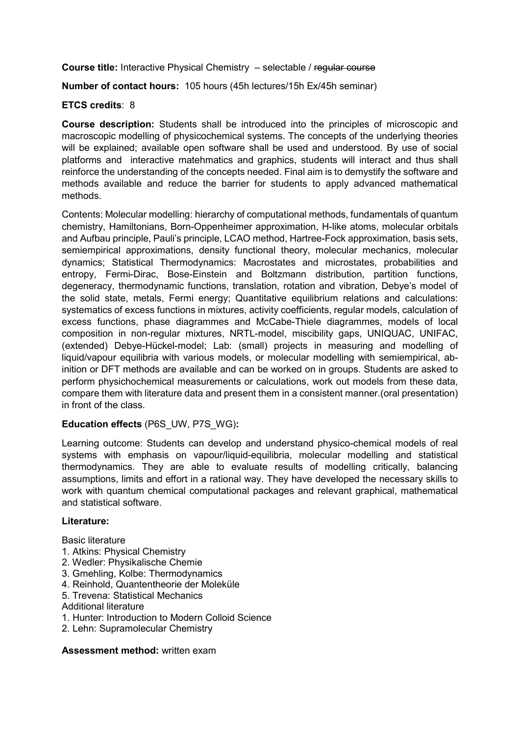**Course title:** Interactive Physical Chemistry – selectable / ~~regular course~~

**Number of contact hours:** 105 hours (45h lectures/15h Ex/45h seminar)

**ETCS credits**: 8

**Course description:** Students shall be introduced into the principles of microscopic and macroscopic modelling of physicochemical systems. The concepts of the underlying theories will be explained; available open software shall be used and understood. By use of social platforms and interactive matehmatics and graphics, students will interact and thus shall reinforce the understanding of the concepts needed. Final aim is to demystify the software and methods available and reduce the barrier for students to apply advanced mathematical methods.

Contents: Molecular modelling: hierarchy of computational methods, fundamentals of quantum chemistry, Hamiltonians, Born-Oppenheimer approximation, H-like atoms, molecular orbitals and Aufbau principle, Pauli's principle, LCAO method, Hartree-Fock approximation, basis sets, semiempirical approximations, density functional theory, molecular mechanics, molecular dynamics; Statistical Thermodynamics: Macrostates and microstates, probabilities and entropy, Fermi-Dirac, Bose-Einstein and Boltzmann distribution, partition functions, degeneracy, thermodynamic functions, translation, rotation and vibration, Debye's model of the solid state, metals, Fermi energy; Quantitative equilibrium relations and calculations: systematics of excess functions in mixtures, activity coefficients, regular models, calculation of excess functions, phase diagrammes and McCabe-Thiele diagrammes, models of local composition in non-regular mixtures, NRTL-model, miscibility gaps, UNIQUAC, UNIFAC, (extended) Debye-Hückel-model; Lab: (small) projects in measuring and modelling of liquid/vapour equilibria with various models, or molecular modelling with semiempirical, ab-inition or DFT methods are available and can be worked on in groups. Students are asked to perform physichochemical measurements or calculations, work out models from these data, compare them with literature data and present them in a consistent manner.(oral presentation) in front of the class.

**Education effects** (P6S_UW, P7S_WG)**:**

Learning outcome: Students can develop and understand physico-chemical models of real systems with emphasis on vapour/liquid-equilibria, molecular modelling and statistical thermodynamics. They are able to evaluate results of modelling critically, balancing assumptions, limits and effort in a rational way. They have developed the necessary skills to work with quantum chemical computational packages and relevant graphical, mathematical and statistical software.

**Literature:**

Basic literature

1. Atkins: Physical Chemistry
2. Wedler: Physikalische Chemie
3. Gmehling, Kolbe: Thermodynamics
4. Reinhold, Quantentheorie der Moleküle
5. Trevena: Statistical Mechanics

Additional literature

1. Hunter: Introduction to Modern Colloid Science
2. Lehn: Supramolecular Chemistry

**Assessment method:** written exam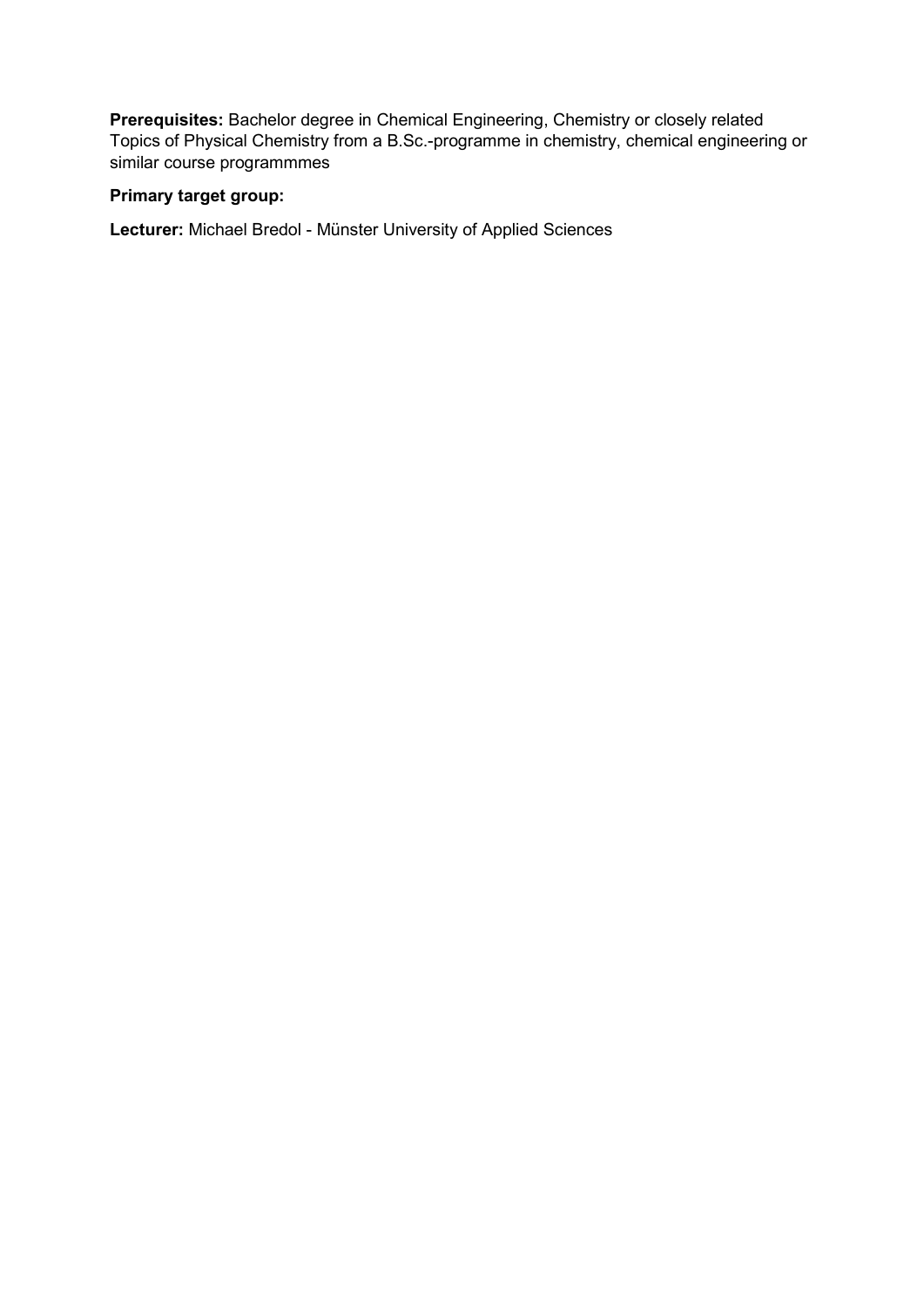**Prerequisites:** Bachelor degree in Chemical Engineering, Chemistry or closely related Topics of Physical Chemistry from a B.Sc.-programme in chemistry, chemical engineering or similar course programmmes

**Primary target group:**

**Lecturer:** Michael Bredol - Münster University of Applied Sciences